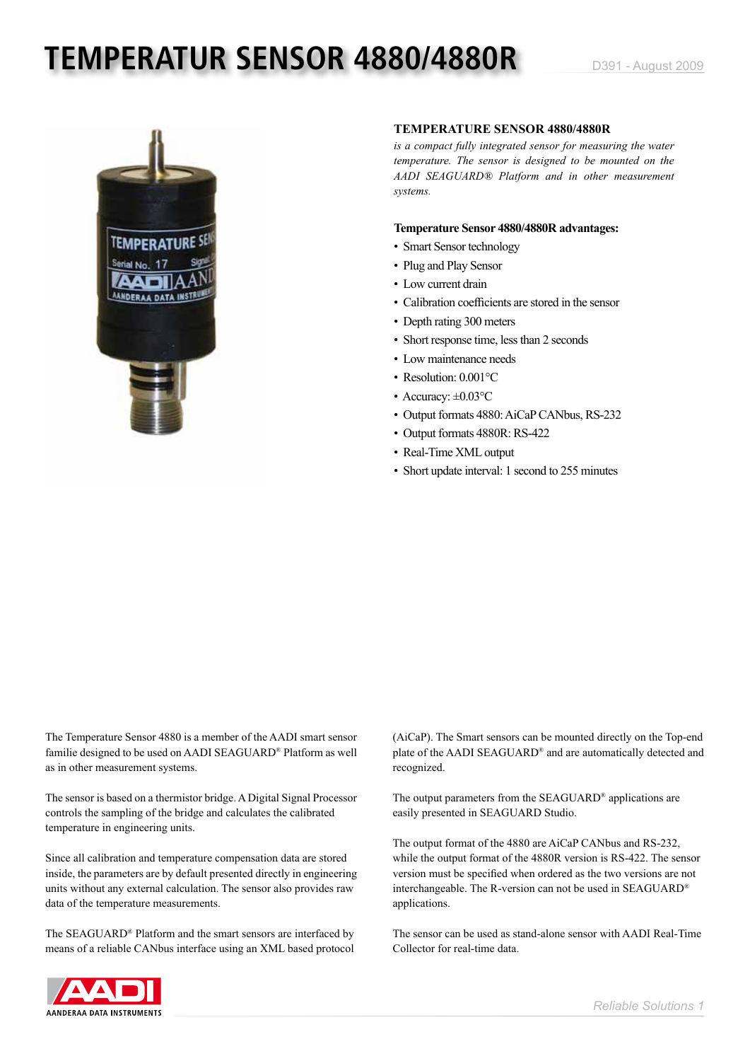# TEMPERATUR SENSOR 4880/4880R

D391 - August 2009

### TEMPERATURE SENSOR 4880/4880R

*is a compact fully integrated sensor for measuring the water temperature. The sensor is designed to be mounted on the AADI SEAGUARD® Platform and in other measurement systems.*

**Temperature Sensor 4880/4880R advantages:**

- Smart Sensor technology
- Plug and Play Sensor
- Low current drain
- Calibration coefficients are stored in the sensor
- Depth rating 300 meters
- Short response time, less than 2 seconds
- Low maintenance needs
- Resolution: 0.001°C
- Accuracy: ±0.03°C
- Output formats 4880: AiCaP CANbus, RS-232
- Output formats 4880R: RS-422
- Real-Time XML output
- Short update interval: 1 second to 255 minutes

The Temperature Sensor 4880 is a member of the AADI smart sensor familie designed to be used on AADI SEAGUARD® Platform as well as in other measurement systems.

The sensor is based on a thermistor bridge. A Digital Signal Processor controls the sampling of the bridge and calculates the calibrated temperature in engineering units.

Since all calibration and temperature compensation data are stored inside, the parameters are by default presented directly in engineering units without any external calculation. The sensor also provides raw data of the temperature measurements.

The SEAGUARD® Platform and the smart sensors are interfaced by means of a reliable CANbus interface using an XML based protocol (AiCaP). The Smart sensors can be mounted directly on the Top-end plate of the AADI SEAGUARD® and are automatically detected and recognized.

The output parameters from the SEAGUARD® applications are easily presented in SEAGUARD Studio.

The output format of the 4880 are AiCaP CANbus and RS-232, while the output format of the 4880R version is RS-422. The sensor version must be specified when ordered as the two versions are not interchangeable. The R-version can not be used in SEAGUARD® applications.

The sensor can be used as stand-alone sensor with AADI Real-Time Collector for real-time data.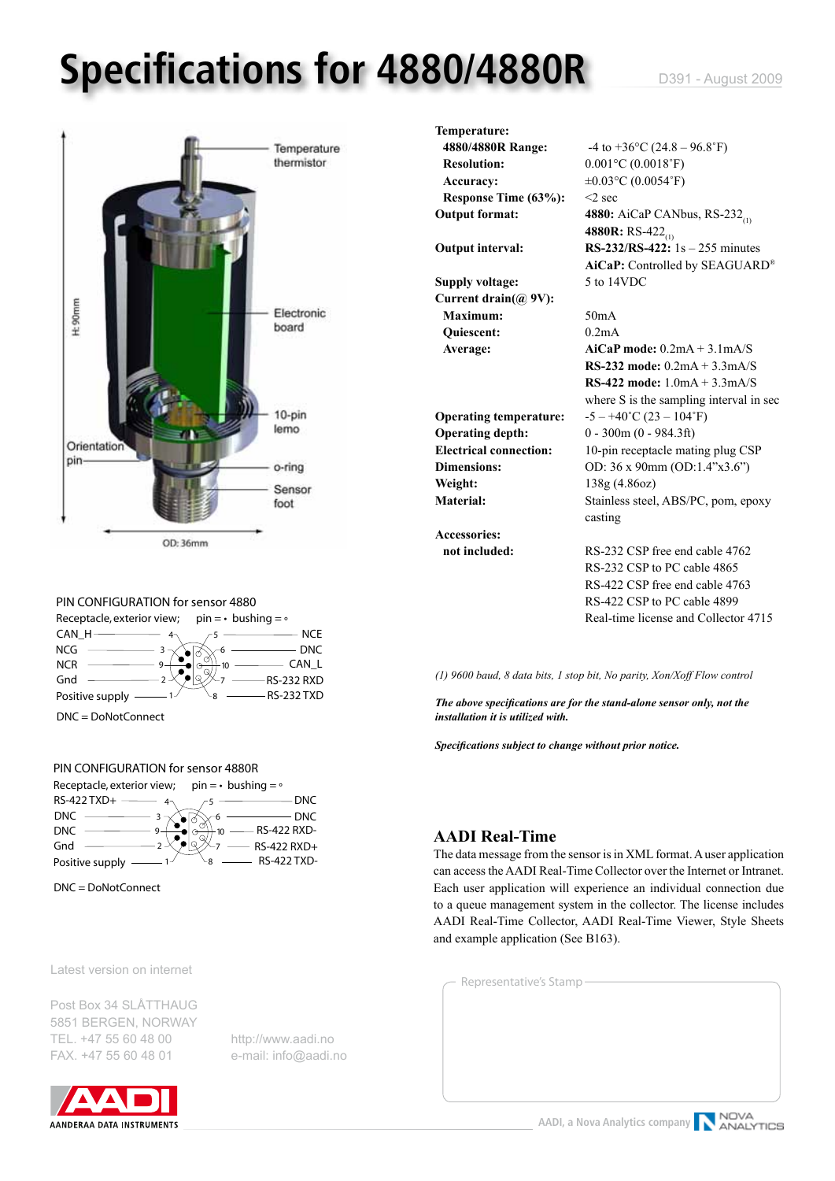# Specifications for 4880/4880R

D391 - August 2009

Temperature thermistor

Electronic board

10-pin lemo

o-ring

Sensor foot

Orientation pin

H: 90mm

OD: 36mm

PIN CONFIGURATION for sensor 4880

Receptacle, exterior view; pin = • bushing = ∘

| Left label | Pin | Pin | Right label |
|---|---|---|---|
| CAN_H | 4 | 5 | NCE |
| NCG | 3 | 6 | DNC |
| NCR | 9 | 10 | CAN_L |
| Gnd | 2 | 7 | RS-232 RXD |
| Positive supply | 1 | 8 | RS-232 TXD |

DNC = DoNotConnect

PIN CONFIGURATION for sensor 4880R

Receptacle, exterior view; pin = • bushing = ∘

| Left label | Pin | Pin | Right label |
|---|---|---|---|
| RS-422 TXD+ | 4 | 5 | DNC |
| DNC | 3 | 6 | DNC |
| DNC | 9 | 10 | RS-422 RXD- |
| Gnd | 2 | 7 | RS-422 RXD+ |
| Positive supply | 1 | 8 | RS-422 TXD- |

DNC = DoNotConnect

| | |
|---|---|
| **Temperature:** | |
| **4880/4880R Range:** | -4 to +36°C (24.8 – 96.8˚F) |
| **Resolution:** | 0.001°C (0.0018˚F) |
| **Accuracy:** | ±0.03°C (0.0054˚F) |
| **Response Time (63%):** | <2 sec |
| **Output format:** | **4880:** AiCaP CANbus, RS-232(1)<br>**4880R:** RS-422(1) |
| **Output interval:** | **RS-232/RS-422:** 1s – 255 minutes<br>**AiCaP:** Controlled by SEAGUARD® |
| **Supply voltage:** | 5 to 14VDC |
| **Current drain(@ 9V):** | |
| **Maximum:** | 50mA |
| **Quiescent:** | 0.2mA |
| **Average:** | **AiCaP mode:** 0.2mA + 3.1mA/S<br>**RS-232 mode:** 0.2mA + 3.3mA/S<br>**RS-422 mode:** 1.0mA + 3.3mA/S<br>where S is the sampling interval in sec |
| **Operating temperature:** | -5 – +40˚C (23 – 104˚F) |
| **Operating depth:** | 0 - 300m (0 - 984.3ft) |
| **Electrical connection:** | 10-pin receptacle mating plug CSP |
| **Dimensions:** | OD: 36 x 90mm (OD:1.4"x3.6") |
| **Weight:** | 138g (4.86oz) |
| **Material:** | Stainless steel, ABS/PC, pom, epoxy casting |
| **Accessories:** | |
| **not included:** | RS-232 CSP free end cable 4762<br>RS-232 CSP to PC cable 4865<br>RS-422 CSP free end cable 4763<br>RS-422 CSP to PC cable 4899<br>Real-time license and Collector 4715 |

*(1) 9600 baud, 8 data bits, 1 stop bit, No parity, Xon/Xoff Flow control*

***The above specifications are for the stand-alone sensor only, not the installation it is utilized with.***

***Specifications subject to change without prior notice.***

## AADI Real-Time

The data message from the sensor is in XML format. A user application can access the AADI Real-Time Collector over the Internet or Intranet. Each user application will experience an individual connection due to a queue management system in the collector. The license includes AADI Real-Time Collector, AADI Real-Time Viewer, Style Sheets and example application (See B163).

Latest version on internet

Post Box 34 SLÅTTHAUG
5851 BERGEN, NORWAY
TEL. +47 55 60 48 00
FAX. +47 55 60 48 01

http://www.aadi.no
e-mail: info@aadi.no

Representative's Stamp

AANDERAA DATA INSTRUMENTS

AADI, a Nova Analytics company